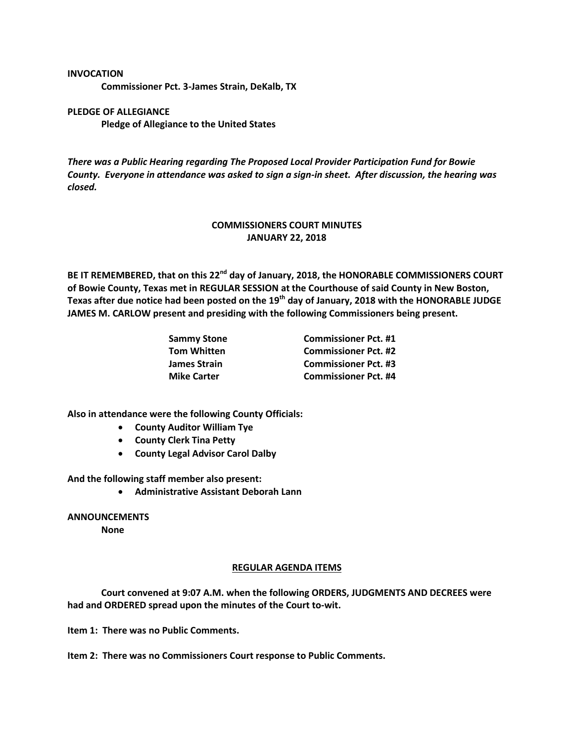**INVOCATION**

**Commissioner Pct. 3-James Strain, DeKalb, TX**

**PLEDGE OF ALLEGIANCE**

**Pledge of Allegiance to the United States**

***There was a Public Hearing regarding The Proposed Local Provider Participation Fund for Bowie County. Everyone in attendance was asked to sign a sign-in sheet. After discussion, the hearing was closed.***

**COMMISSIONERS COURT MINUTES**
**JANUARY 22, 2018**

**BE IT REMEMBERED, that on this 22nd day of January, 2018, the HONORABLE COMMISSIONERS COURT of Bowie County, Texas met in REGULAR SESSION at the Courthouse of said County in New Boston, Texas after due notice had been posted on the 19th day of January, 2018 with the HONORABLE JUDGE JAMES M. CARLOW present and presiding with the following Commissioners being present.**

| | |
|---|---|
| **Sammy Stone** | **Commissioner Pct. #1** |
| **Tom Whitten** | **Commissioner Pct. #2** |
| **James Strain** | **Commissioner Pct. #3** |
| **Mike Carter** | **Commissioner Pct. #4** |

**Also in attendance were the following County Officials:**

- **County Auditor William Tye**
- **County Clerk Tina Petty**
- **County Legal Advisor Carol Dalby**

**And the following staff member also present:**

- **Administrative Assistant Deborah Lann**

**ANNOUNCEMENTS**

**None**

**REGULAR AGENDA ITEMS**

**Court convened at 9:07 A.M. when the following ORDERS, JUDGMENTS AND DECREES were had and ORDERED spread upon the minutes of the Court to-wit.**

**Item 1: There was no Public Comments.**

**Item 2: There was no Commissioners Court response to Public Comments.**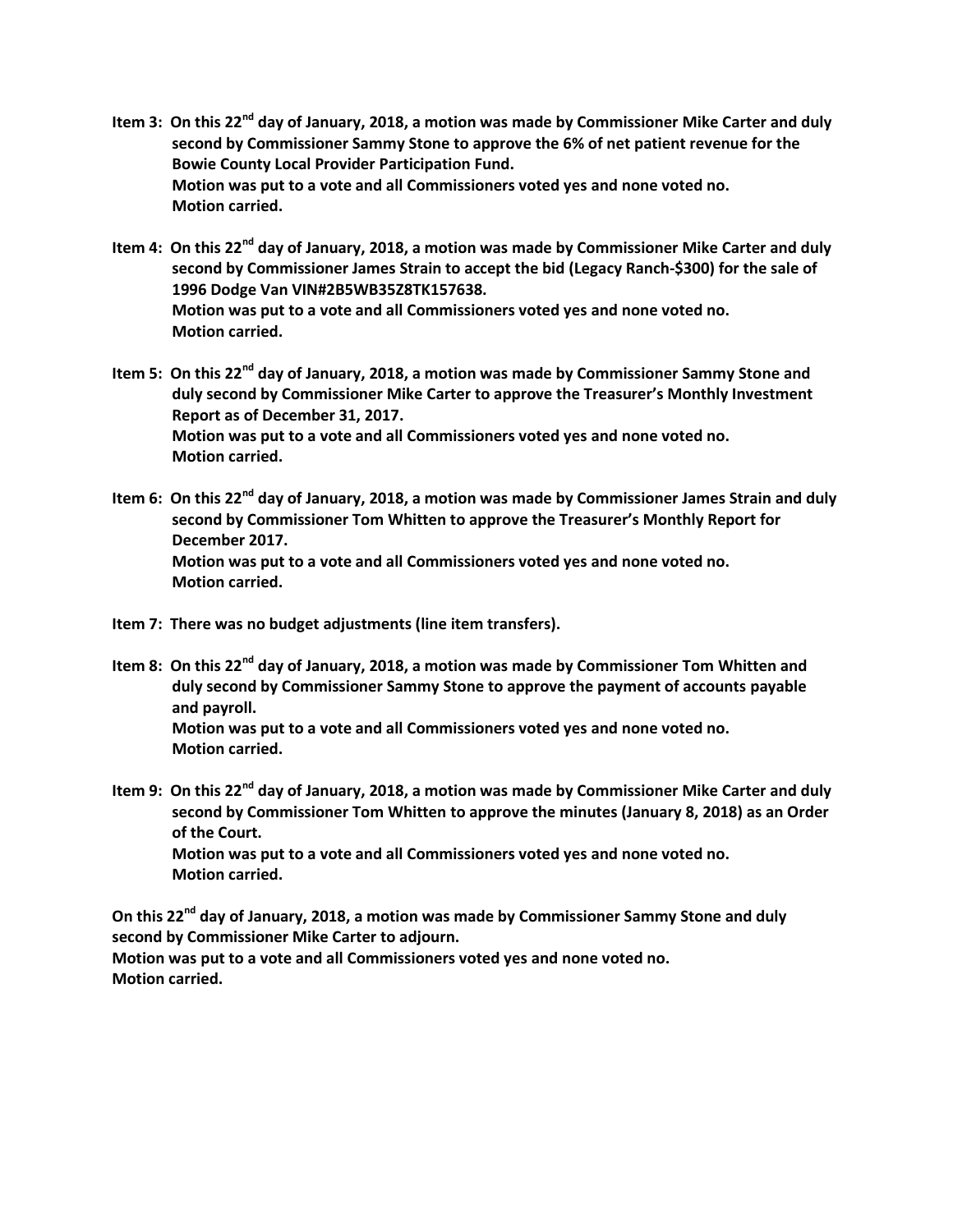**Item 3: On this 22nd day of January, 2018, a motion was made by Commissioner Mike Carter and duly second by Commissioner Sammy Stone to approve the 6% of net patient revenue for the Bowie County Local Provider Participation Fund.**
**Motion was put to a vote and all Commissioners voted yes and none voted no.**
**Motion carried.**

**Item 4: On this 22nd day of January, 2018, a motion was made by Commissioner Mike Carter and duly second by Commissioner James Strain to accept the bid (Legacy Ranch-$300) for the sale of 1996 Dodge Van VIN#2B5WB35Z8TK157638.**
**Motion was put to a vote and all Commissioners voted yes and none voted no.**
**Motion carried.**

**Item 5: On this 22nd day of January, 2018, a motion was made by Commissioner Sammy Stone and duly second by Commissioner Mike Carter to approve the Treasurer's Monthly Investment Report as of December 31, 2017.**
**Motion was put to a vote and all Commissioners voted yes and none voted no.**
**Motion carried.**

**Item 6: On this 22nd day of January, 2018, a motion was made by Commissioner James Strain and duly second by Commissioner Tom Whitten to approve the Treasurer's Monthly Report for December 2017.**
**Motion was put to a vote and all Commissioners voted yes and none voted no.**
**Motion carried.**

**Item 7: There was no budget adjustments (line item transfers).**

**Item 8: On this 22nd day of January, 2018, a motion was made by Commissioner Tom Whitten and duly second by Commissioner Sammy Stone to approve the payment of accounts payable and payroll.**
**Motion was put to a vote and all Commissioners voted yes and none voted no.**
**Motion carried.**

**Item 9: On this 22nd day of January, 2018, a motion was made by Commissioner Mike Carter and duly second by Commissioner Tom Whitten to approve the minutes (January 8, 2018) as an Order of the Court.**
**Motion was put to a vote and all Commissioners voted yes and none voted no.**
**Motion carried.**

**On this 22nd day of January, 2018, a motion was made by Commissioner Sammy Stone and duly second by Commissioner Mike Carter to adjourn.**
**Motion was put to a vote and all Commissioners voted yes and none voted no.**
**Motion carried.**